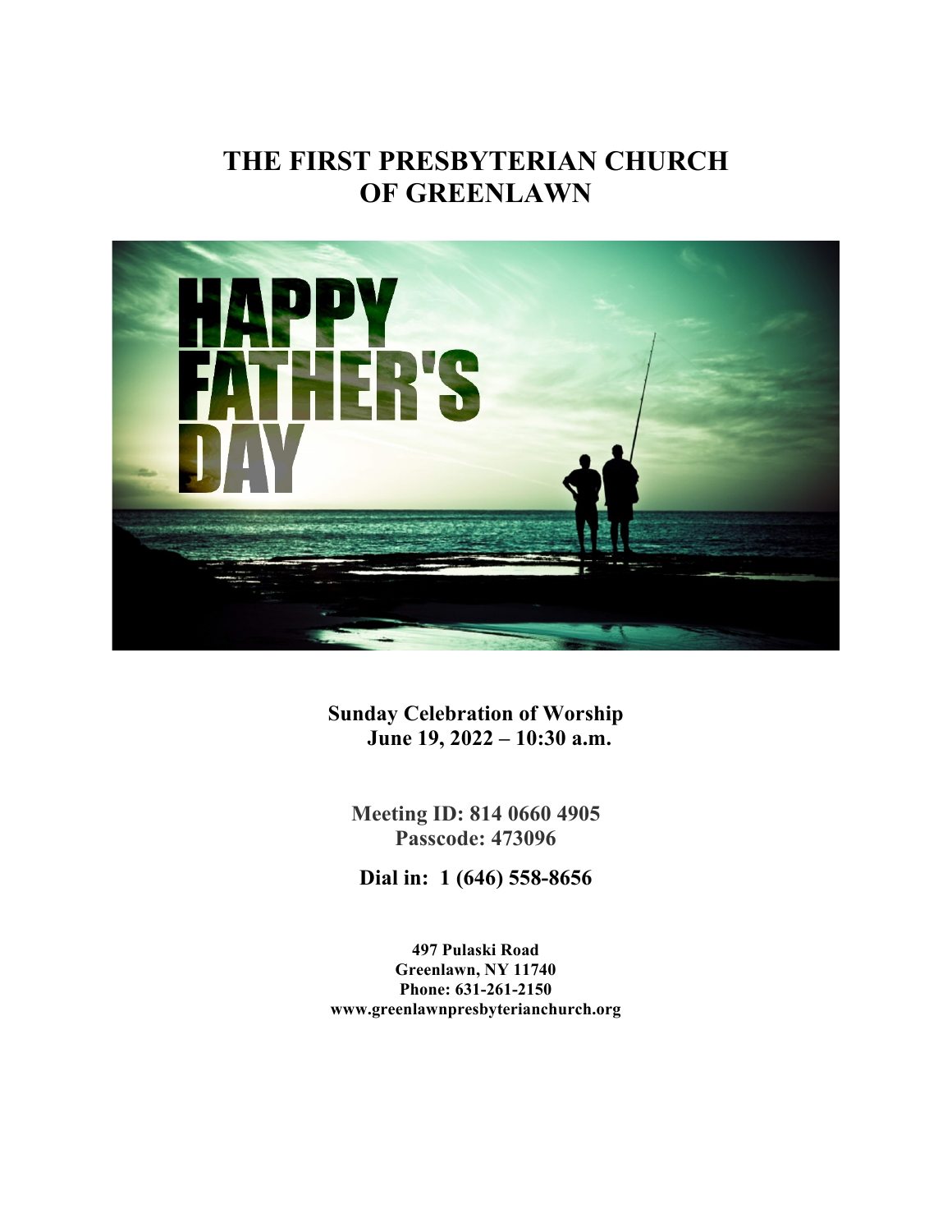# THE FIRST PRESBYTERIAN CHURCH OF GREENLAWN

HAPPY FATHER'S DAY

**Sunday Celebration of Worship**
**June 19, 2022 – 10:30 a.m.**

**Meeting ID: 814 0660 4905**
**Passcode: 473096**

**Dial in: 1 (646) 558-8656**

**497 Pulaski Road**
**Greenlawn, NY 11740**
**Phone: 631-261-2150**
**www.greenlawnpresbyterianchurch.org**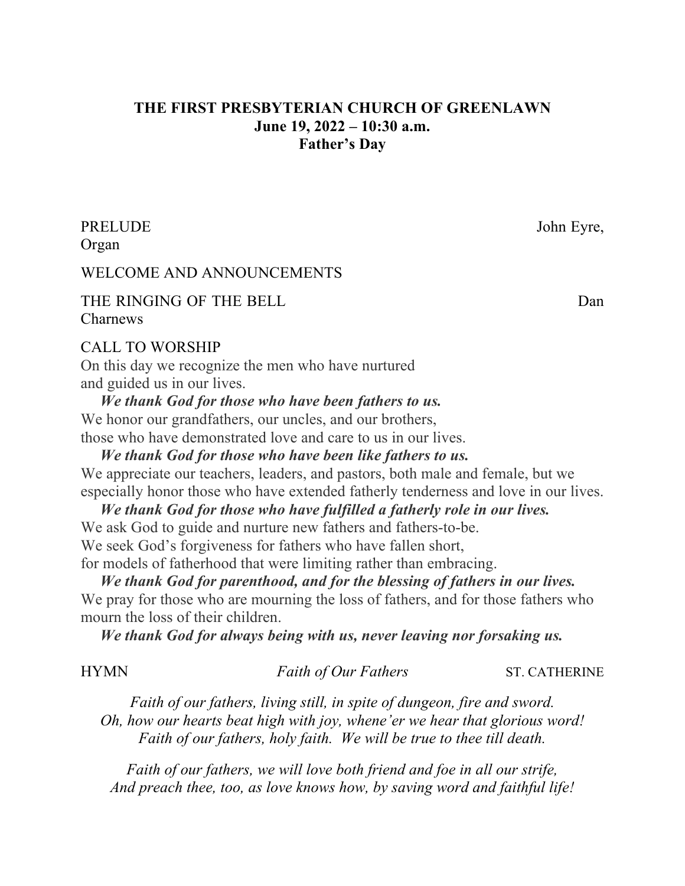**THE FIRST PRESBYTERIAN CHURCH OF GREENLAWN**
**June 19, 2022 – 10:30 a.m.**
**Father's Day**

PRELUDE John Eyre, Organ

WELCOME AND ANNOUNCEMENTS

THE RINGING OF THE BELL Dan Charnews

CALL TO WORSHIP

On this day we recognize the men who have nurtured
and guided us in our lives.

***We thank God for those who have been fathers to us.***

We honor our grandfathers, our uncles, and our brothers,
those who have demonstrated love and care to us in our lives.

***We thank God for those who have been like fathers to us.***

We appreciate our teachers, leaders, and pastors, both male and female, but we especially honor those who have extended fatherly tenderness and love in our lives.

***We thank God for those who have fulfilled a fatherly role in our lives.***

We ask God to guide and nurture new fathers and fathers-to-be.
We seek God's forgiveness for fathers who have fallen short,
for models of fatherhood that were limiting rather than embracing.

***We thank God for parenthood, and for the blessing of fathers in our lives.***

We pray for those who are mourning the loss of fathers, and for those fathers who mourn the loss of their children.

***We thank God for always being with us, never leaving nor forsaking us.***

HYMN *Faith of Our Fathers* ST. CATHERINE

*Faith of our fathers, living still, in spite of dungeon, fire and sword.*
*Oh, how our hearts beat high with joy, whene'er we hear that glorious word!*
*Faith of our fathers, holy faith. We will be true to thee till death.*

*Faith of our fathers, we will love both friend and foe in all our strife,*
*And preach thee, too, as love knows how, by saving word and faithful life!*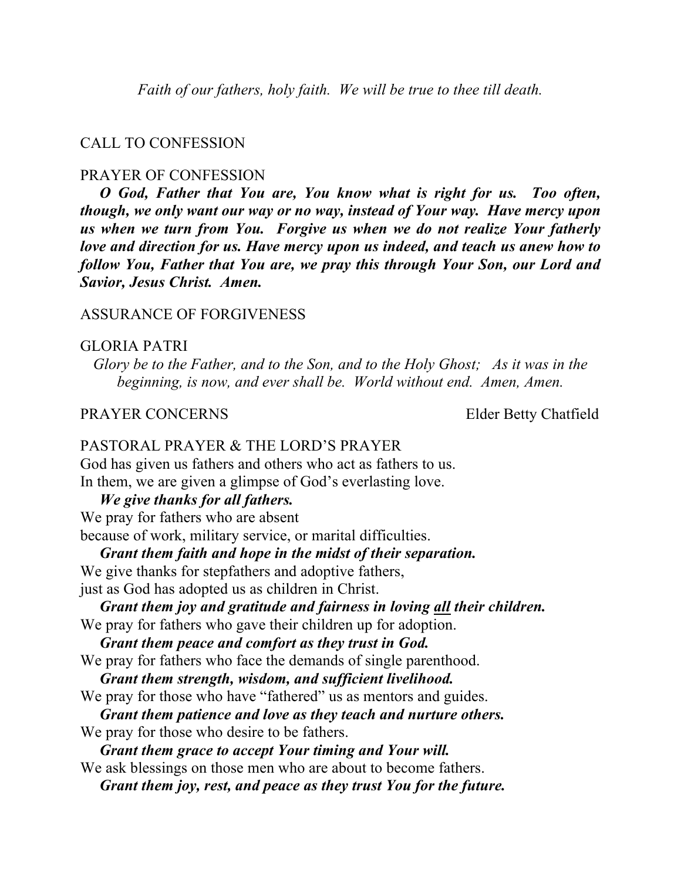*Faith of our fathers, holy faith. We will be true to thee till death.*

CALL TO CONFESSION

PRAYER OF CONFESSION

***O God, Father that You are, You know what is right for us. Too often, though, we only want our way or no way, instead of Your way. Have mercy upon us when we turn from You. Forgive us when we do not realize Your fatherly love and direction for us. Have mercy upon us indeed, and teach us anew how to follow You, Father that You are, we pray this through Your Son, our Lord and Savior, Jesus Christ. Amen.***

ASSURANCE OF FORGIVENESS

GLORIA PATRI

*Glory be to the Father, and to the Son, and to the Holy Ghost; As it was in the beginning, is now, and ever shall be. World without end. Amen, Amen.*

PRAYER CONCERNS — Elder Betty Chatfield

PASTORAL PRAYER & THE LORD'S PRAYER

God has given us fathers and others who act as fathers to us.
In them, we are given a glimpse of God's everlasting love.

***We give thanks for all fathers.***

We pray for fathers who are absent
because of work, military service, or marital difficulties.

***Grant them faith and hope in the midst of their separation.***

We give thanks for stepfathers and adoptive fathers,
just as God has adopted us as children in Christ.

***Grant them joy and gratitude and fairness in loving <u>all</u> their children.***

We pray for fathers who gave their children up for adoption.

***Grant them peace and comfort as they trust in God.***

We pray for fathers who face the demands of single parenthood.

***Grant them strength, wisdom, and sufficient livelihood.***

We pray for those who have "fathered" us as mentors and guides.

***Grant them patience and love as they teach and nurture others.***

We pray for those who desire to be fathers.

***Grant them grace to accept Your timing and Your will.***

We ask blessings on those men who are about to become fathers.

***Grant them joy, rest, and peace as they trust You for the future.***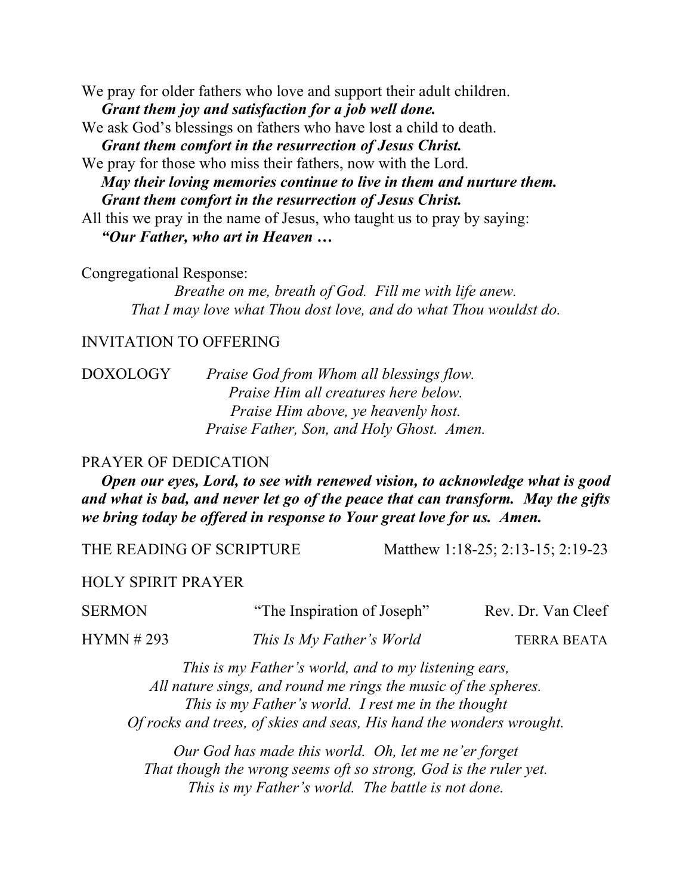We pray for older fathers who love and support their adult children.
***Grant them joy and satisfaction for a job well done.***
We ask God's blessings on fathers who have lost a child to death.
***Grant them comfort in the resurrection of Jesus Christ.***
We pray for those who miss their fathers, now with the Lord.
***May their loving memories continue to live in them and nurture them.***
***Grant them comfort in the resurrection of Jesus Christ.***
All this we pray in the name of Jesus, who taught us to pray by saying:
***"Our Father, who art in Heaven …***

Congregational Response:

*Breathe on me, breath of God. Fill me with life anew.*
*That I may love what Thou dost love, and do what Thou wouldst do.*

INVITATION TO OFFERING

DOXOLOGY *Praise God from Whom all blessings flow.*
*Praise Him all creatures here below.*
*Praise Him above, ye heavenly host.*
*Praise Father, Son, and Holy Ghost. Amen.*

PRAYER OF DEDICATION

***Open our eyes, Lord, to see with renewed vision, to acknowledge what is good and what is bad, and never let go of the peace that can transform. May the gifts we bring today be offered in response to Your great love for us. Amen.***

THE READING OF SCRIPTURE Matthew 1:18-25; 2:13-15; 2:19-23

HOLY SPIRIT PRAYER

SERMON "The Inspiration of Joseph" Rev. Dr. Van Cleef

HYMN # 293 *This Is My Father's World* TERRA BEATA

*This is my Father's world, and to my listening ears,*
*All nature sings, and round me rings the music of the spheres.*
*This is my Father's world. I rest me in the thought*
*Of rocks and trees, of skies and seas, His hand the wonders wrought.*

*Our God has made this world. Oh, let me ne'er forget*
*That though the wrong seems oft so strong, God is the ruler yet.*
*This is my Father's world. The battle is not done.*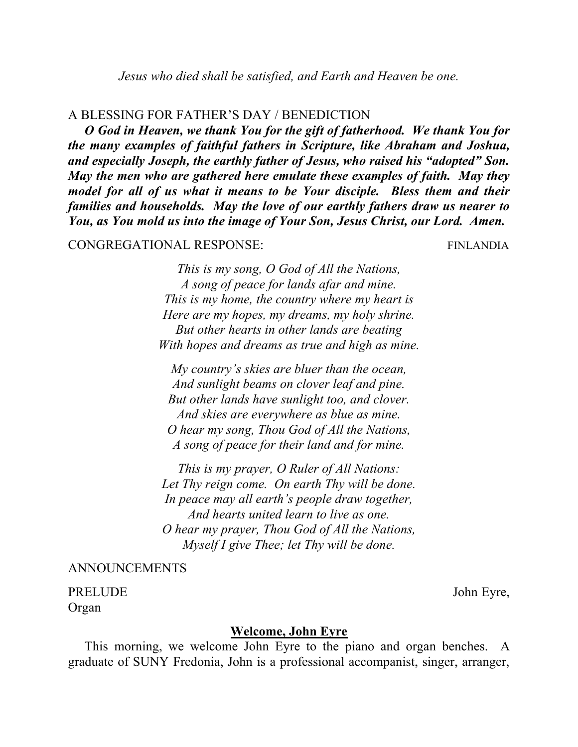*Jesus who died shall be satisfied, and Earth and Heaven be one.*

A BLESSING FOR FATHER'S DAY / BENEDICTION

***O God in Heaven, we thank You for the gift of fatherhood. We thank You for the many examples of faithful fathers in Scripture, like Abraham and Joshua, and especially Joseph, the earthly father of Jesus, who raised his "adopted" Son. May the men who are gathered here emulate these examples of faith. May they model for all of us what it means to be Your disciple. Bless them and their families and households. May the love of our earthly fathers draw us nearer to You, as You mold us into the image of Your Son, Jesus Christ, our Lord. Amen.***

CONGREGATIONAL RESPONSE: FINLANDIA

*This is my song, O God of All the Nations,*
*A song of peace for lands afar and mine.*
*This is my home, the country where my heart is*
*Here are my hopes, my dreams, my holy shrine.*
*But other hearts in other lands are beating*
*With hopes and dreams as true and high as mine.*

*My country's skies are bluer than the ocean,*
*And sunlight beams on clover leaf and pine.*
*But other lands have sunlight too, and clover.*
*And skies are everywhere as blue as mine.*
*O hear my song, Thou God of All the Nations,*
*A song of peace for their land and for mine.*

*This is my prayer, O Ruler of All Nations:*
*Let Thy reign come. On earth Thy will be done.*
*In peace may all earth's people draw together,*
*And hearts united learn to live as one.*
*O hear my prayer, Thou God of All the Nations,*
*Myself I give Thee; let Thy will be done.*

ANNOUNCEMENTS

PRELUDE John Eyre, Organ

**Welcome, John Eyre**

This morning, we welcome John Eyre to the piano and organ benches. A graduate of SUNY Fredonia, John is a professional accompanist, singer, arranger,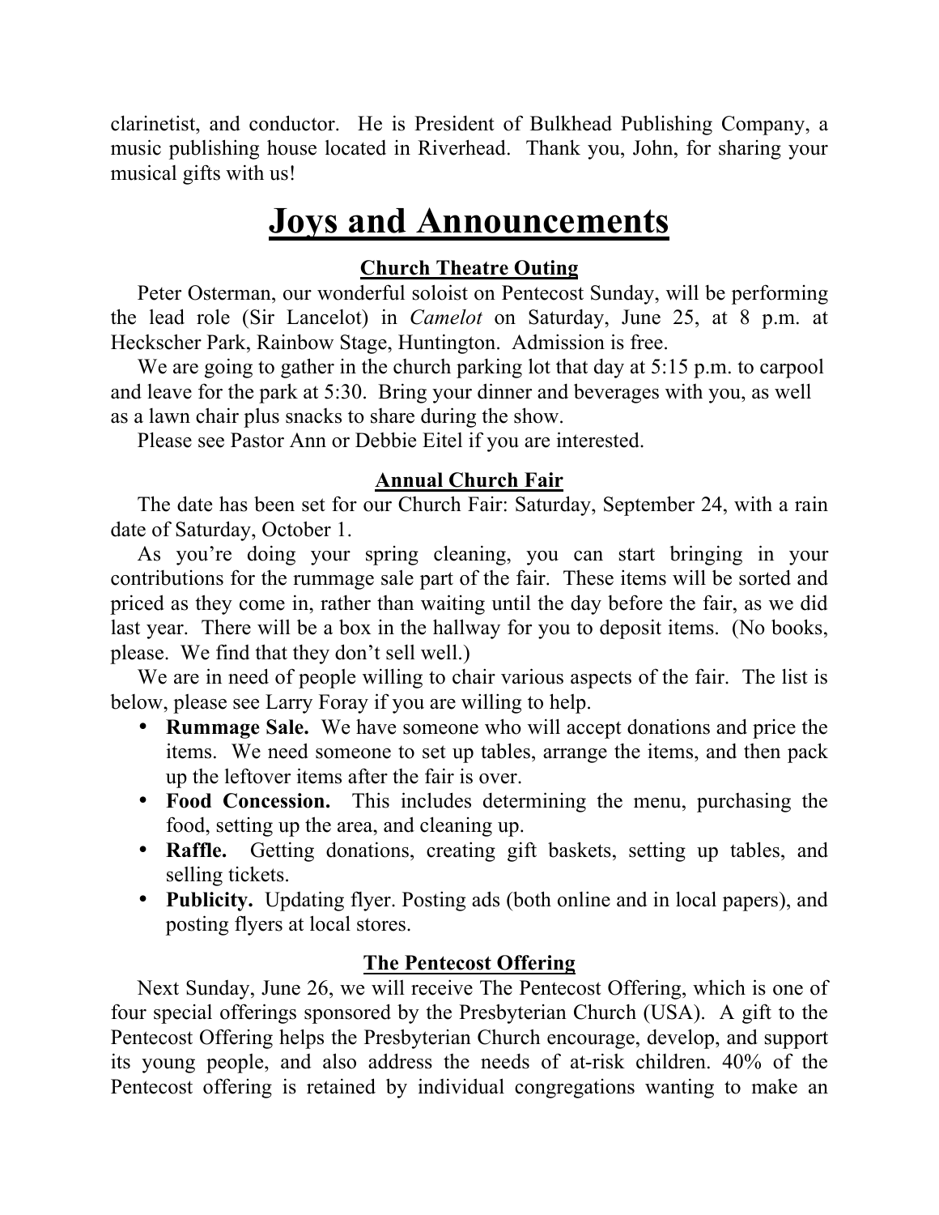clarinetist, and conductor. He is President of Bulkhead Publishing Company, a music publishing house located in Riverhead. Thank you, John, for sharing your musical gifts with us!

# Joys and Announcements

### Church Theatre Outing

Peter Osterman, our wonderful soloist on Pentecost Sunday, will be performing the lead role (Sir Lancelot) in *Camelot* on Saturday, June 25, at 8 p.m. at Heckscher Park, Rainbow Stage, Huntington. Admission is free.

We are going to gather in the church parking lot that day at 5:15 p.m. to carpool and leave for the park at 5:30. Bring your dinner and beverages with you, as well as a lawn chair plus snacks to share during the show.

Please see Pastor Ann or Debbie Eitel if you are interested.

### Annual Church Fair

The date has been set for our Church Fair: Saturday, September 24, with a rain date of Saturday, October 1.

As you're doing your spring cleaning, you can start bringing in your contributions for the rummage sale part of the fair. These items will be sorted and priced as they come in, rather than waiting until the day before the fair, as we did last year. There will be a box in the hallway for you to deposit items. (No books, please. We find that they don't sell well.)

We are in need of people willing to chair various aspects of the fair. The list is below, please see Larry Foray if you are willing to help.

- **Rummage Sale.** We have someone who will accept donations and price the items. We need someone to set up tables, arrange the items, and then pack up the leftover items after the fair is over.
- **Food Concession.** This includes determining the menu, purchasing the food, setting up the area, and cleaning up.
- **Raffle.** Getting donations, creating gift baskets, setting up tables, and selling tickets.
- **Publicity.** Updating flyer. Posting ads (both online and in local papers), and posting flyers at local stores.

### The Pentecost Offering

Next Sunday, June 26, we will receive The Pentecost Offering, which is one of four special offerings sponsored by the Presbyterian Church (USA). A gift to the Pentecost Offering helps the Presbyterian Church encourage, develop, and support its young people, and also address the needs of at-risk children. 40% of the Pentecost offering is retained by individual congregations wanting to make an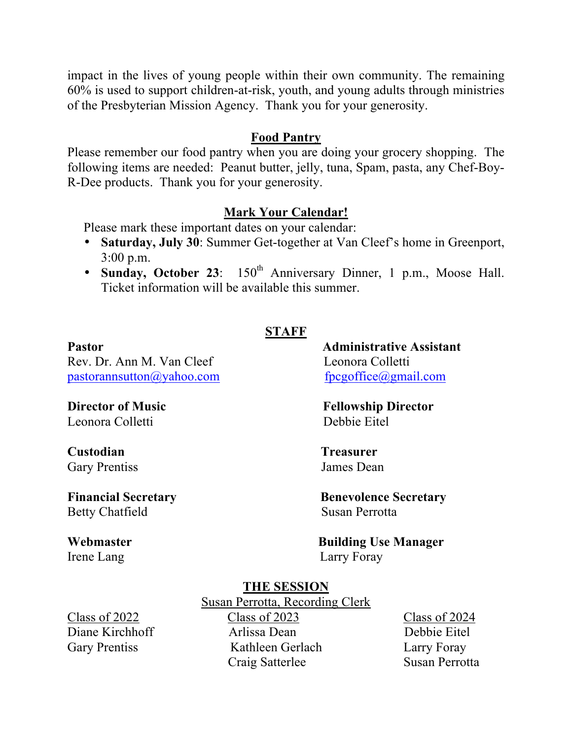impact in the lives of young people within their own community. The remaining 60% is used to support children-at-risk, youth, and young adults through ministries of the Presbyterian Mission Agency. Thank you for your generosity.

## Food Pantry

Please remember our food pantry when you are doing your grocery shopping. The following items are needed: Peanut butter, jelly, tuna, Spam, pasta, any Chef-Boy-R-Dee products. Thank you for your generosity.

## Mark Your Calendar!

Please mark these important dates on your calendar:

- **Saturday, July 30**: Summer Get-together at Van Cleef's home in Greenport, 3:00 p.m.
- **Sunday, October 23**: 150th Anniversary Dinner, 1 p.m., Moose Hall. Ticket information will be available this summer.

## STAFF

**Pastor**
Rev. Dr. Ann M. Van Cleef
pastorannsutton@yahoo.com

**Administrative Assistant**
Leonora Colletti
fpcgoffice@gmail.com

**Director of Music**
Leonora Colletti

**Fellowship Director**
Debbie Eitel

**Custodian**
Gary Prentiss

**Treasurer**
James Dean

**Financial Secretary**
Betty Chatfield

**Benevolence Secretary**
Susan Perrotta

**Webmaster**
Irene Lang

**Building Use Manager**
Larry Foray

## THE SESSION

Susan Perrotta, Recording Clerk

| Class of 2022 | Class of 2023 | Class of 2024 |
|---|---|---|
| Diane Kirchhoff | Arlissa Dean | Debbie Eitel |
| Gary Prentiss | Kathleen Gerlach | Larry Foray |
| | Craig Satterlee | Susan Perrotta |